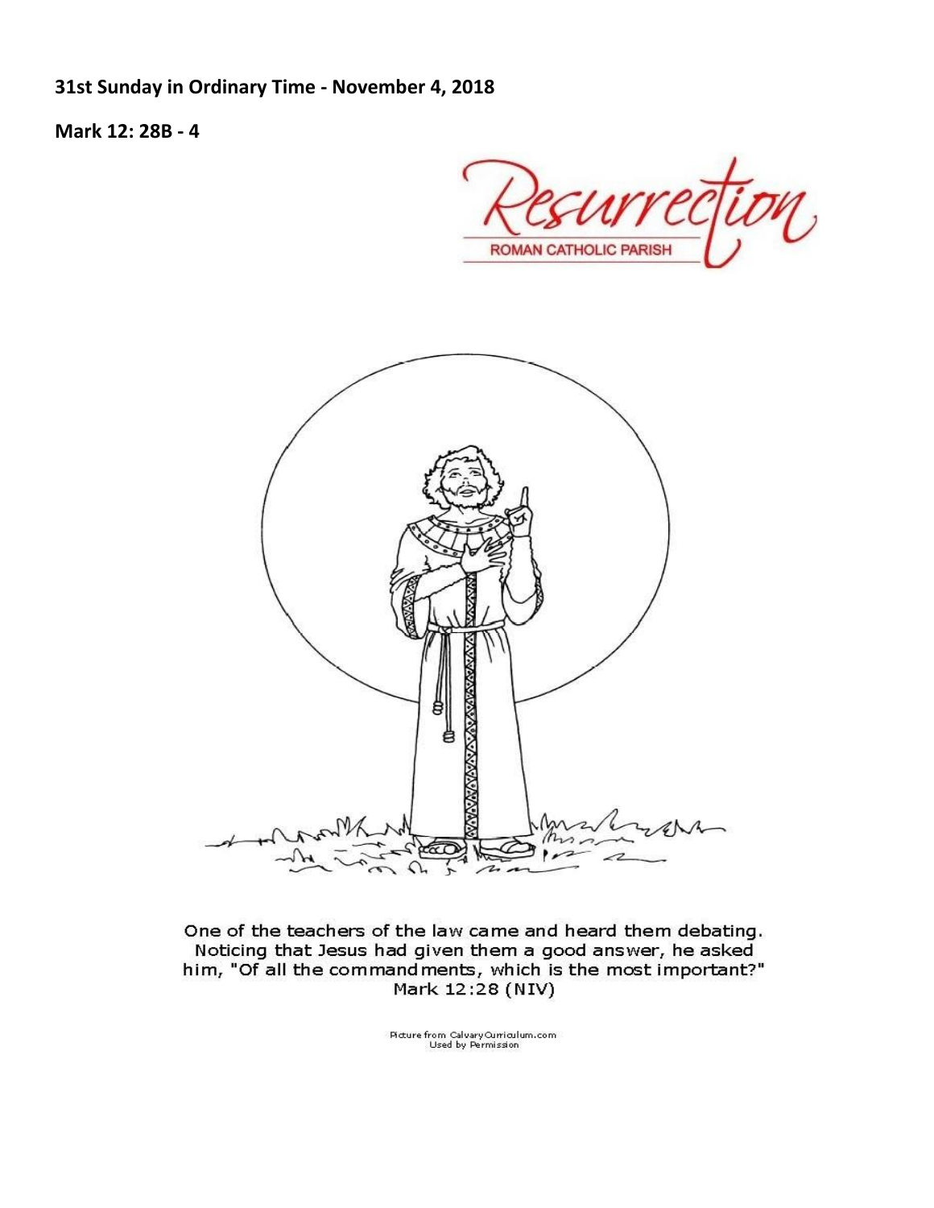**31st Sunday in Ordinary Time - November 4, 2018**

**Mark 12: 28B - 4**

Resurrection
ROMAN CATHOLIC PARISH

One of the teachers of the law came and heard them debating. Noticing that Jesus had given them a good answer, he asked him, "Of all the commandments, which is the most important?" Mark 12:28 (NIV)

Picture from CalvaryCurriculum.com
Used by Permission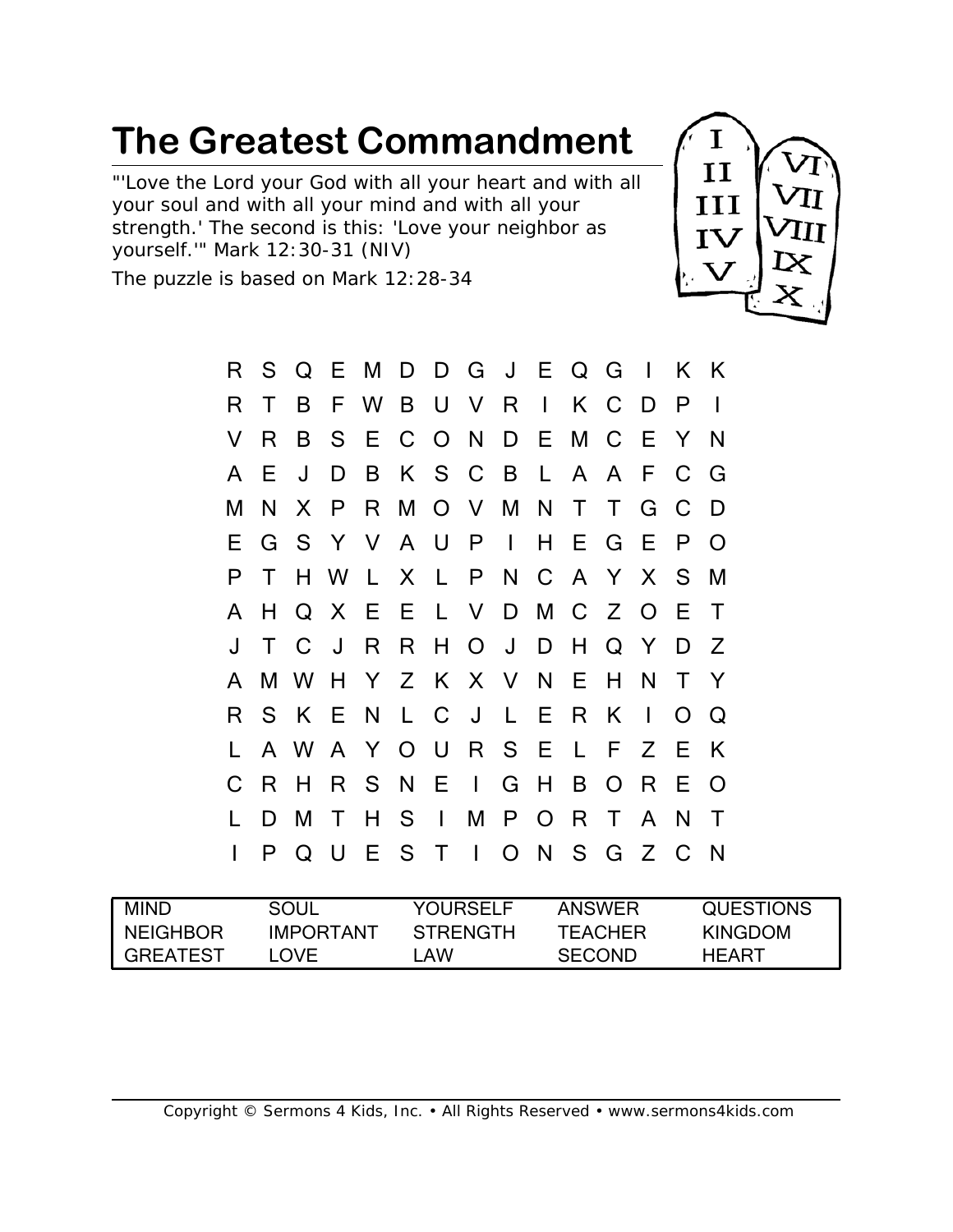# The Greatest Commandment

"'Love the Lord your God with all your heart and with all your soul and with all your mind and with all your strength.' The second is this: 'Love your neighbor as yourself.'" Mark 12:30-31 (NIV)

The puzzle is based on Mark 12:28-34

```
R S Q E M D D G J E Q G I K K
R T B F W B U V R I K C D P I
V R B S E C O N D E M C E Y N
A E J D B K S C B L A A F C G
M N X P R M O V M N T T G C D
E G S Y V A U P I H E G E P O
P T H W L X L P N C A Y X S M
A H Q X E E L V D M C Z O E T
J T C J R R H O J D H Q Y D Z
A M W H Y Z K X V N E H N T Y
R S K E N L C J L E R K I O Q
L A W A Y O U R S E L F Z E K
C R H R S N E I G H B O R E O
L D M T H S I M P O R T A N T
I P Q U E S T I O N S G Z C N
```

| | | | | |
|---|---|---|---|---|
| MIND | SOUL | YOURSELF | ANSWER | QUESTIONS |
| NEIGHBOR | IMPORTANT | STRENGTH | TEACHER | KINGDOM |
| GREATEST | LOVE | LAW | SECOND | HEART |

Copyright © Sermons 4 Kids, Inc. • All Rights Reserved • www.sermons4kids.com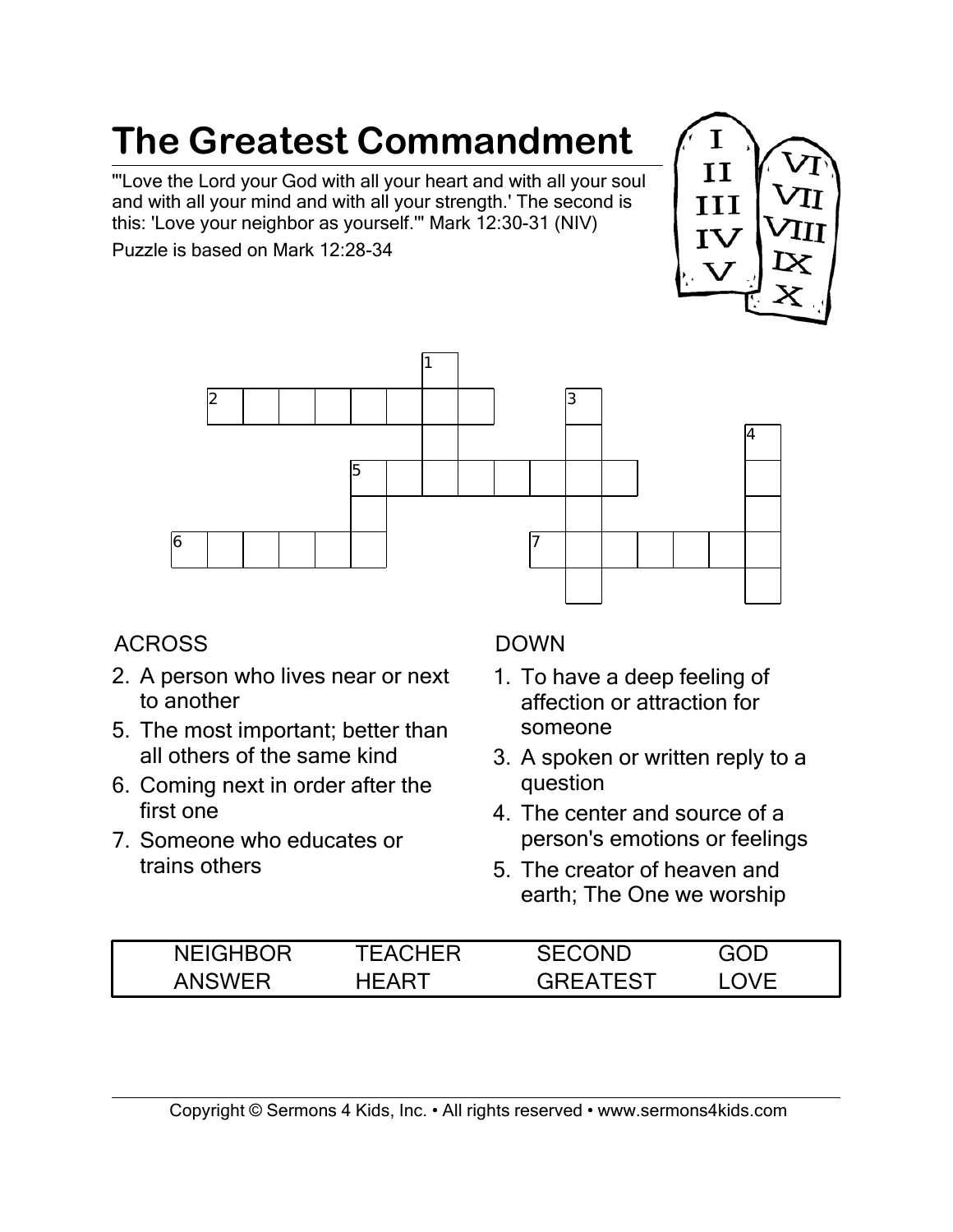# The Greatest Commandment

"'Love the Lord your God with all your heart and with all your soul and with all your mind and with all your strength.' The second is this: 'Love your neighbor as yourself.'" Mark 12:30-31 (NIV)

Puzzle is based on Mark 12:28-34

**ACROSS**

2. A person who lives near or next to another
5. The most important; better than all others of the same kind
6. Coming next in order after the first one
7. Someone who educates or trains others

**DOWN**

1. To have a deep feeling of affection or attraction for someone
3. A spoken or written reply to a question
4. The center and source of a person's emotions or feelings
5. The creator of heaven and earth; The One we worship

| NEIGHBOR | TEACHER | SECOND | GOD |
|---|---|---|---|
| ANSWER | HEART | GREATEST | LOVE |

Copyright © Sermons 4 Kids, Inc. • All rights reserved • www.sermons4kids.com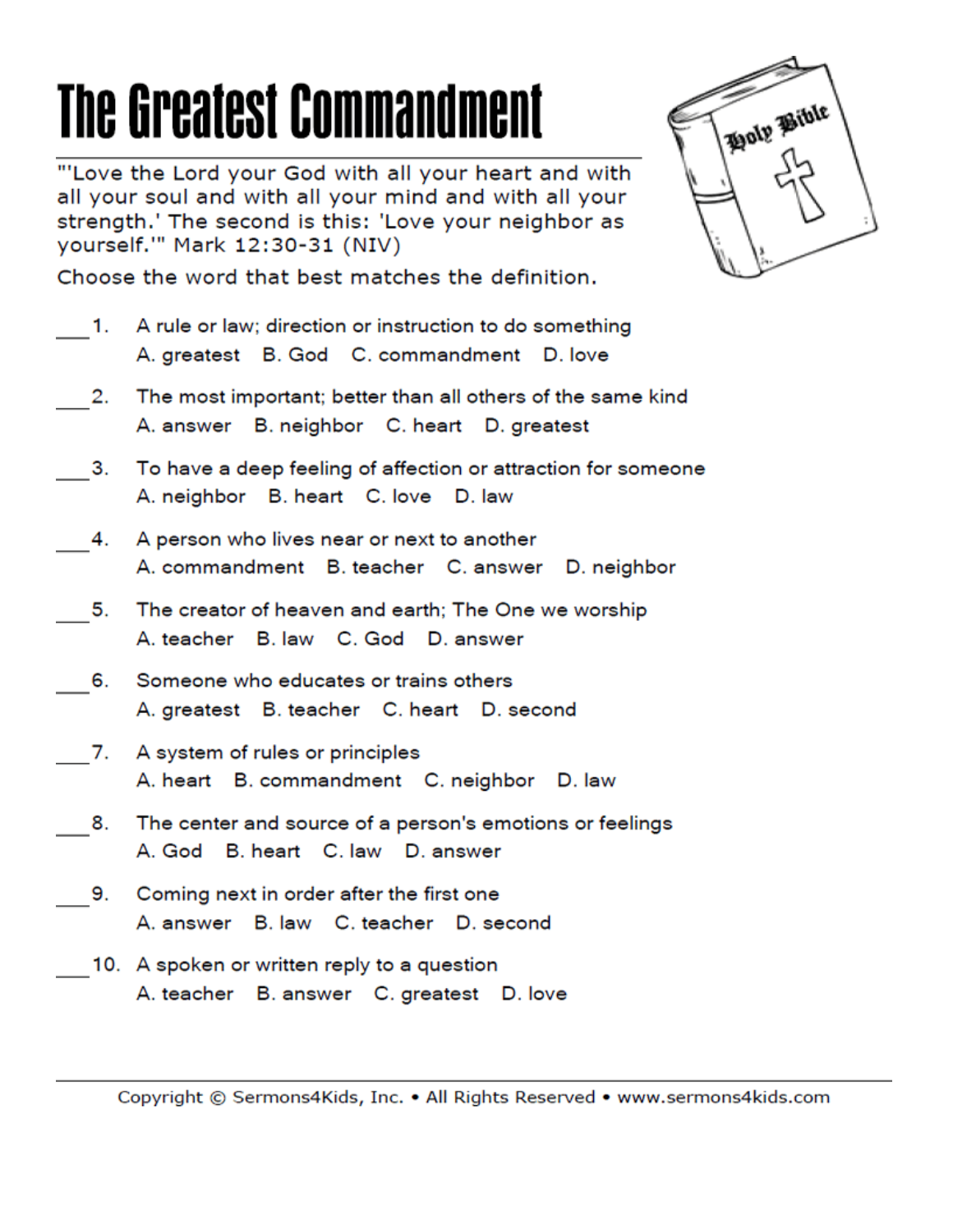# The Greatest Commandment

"'Love the Lord your God with all your heart and with all your soul and with all your mind and with all your strength.' The second is this: 'Love your neighbor as yourself.'" Mark 12:30-31 (NIV)

Choose the word that best matches the definition.

___1. A rule or law; direction or instruction to do something
A. greatest B. God C. commandment D. love

___2. The most important; better than all others of the same kind
A. answer B. neighbor C. heart D. greatest

___3. To have a deep feeling of affection or attraction for someone
A. neighbor B. heart C. love D. law

___4. A person who lives near or next to another
A. commandment B. teacher C. answer D. neighbor

___5. The creator of heaven and earth; The One we worship
A. teacher B. law C. God D. answer

___6. Someone who educates or trains others
A. greatest B. teacher C. heart D. second

___7. A system of rules or principles
A. heart B. commandment C. neighbor D. law

___8. The center and source of a person's emotions or feelings
A. God B. heart C. law D. answer

___9. Coming next in order after the first one
A. answer B. law C. teacher D. second

___10. A spoken or written reply to a question
A. teacher B. answer C. greatest D. love

Copyright © Sermons4Kids, Inc. • All Rights Reserved • www.sermons4kids.com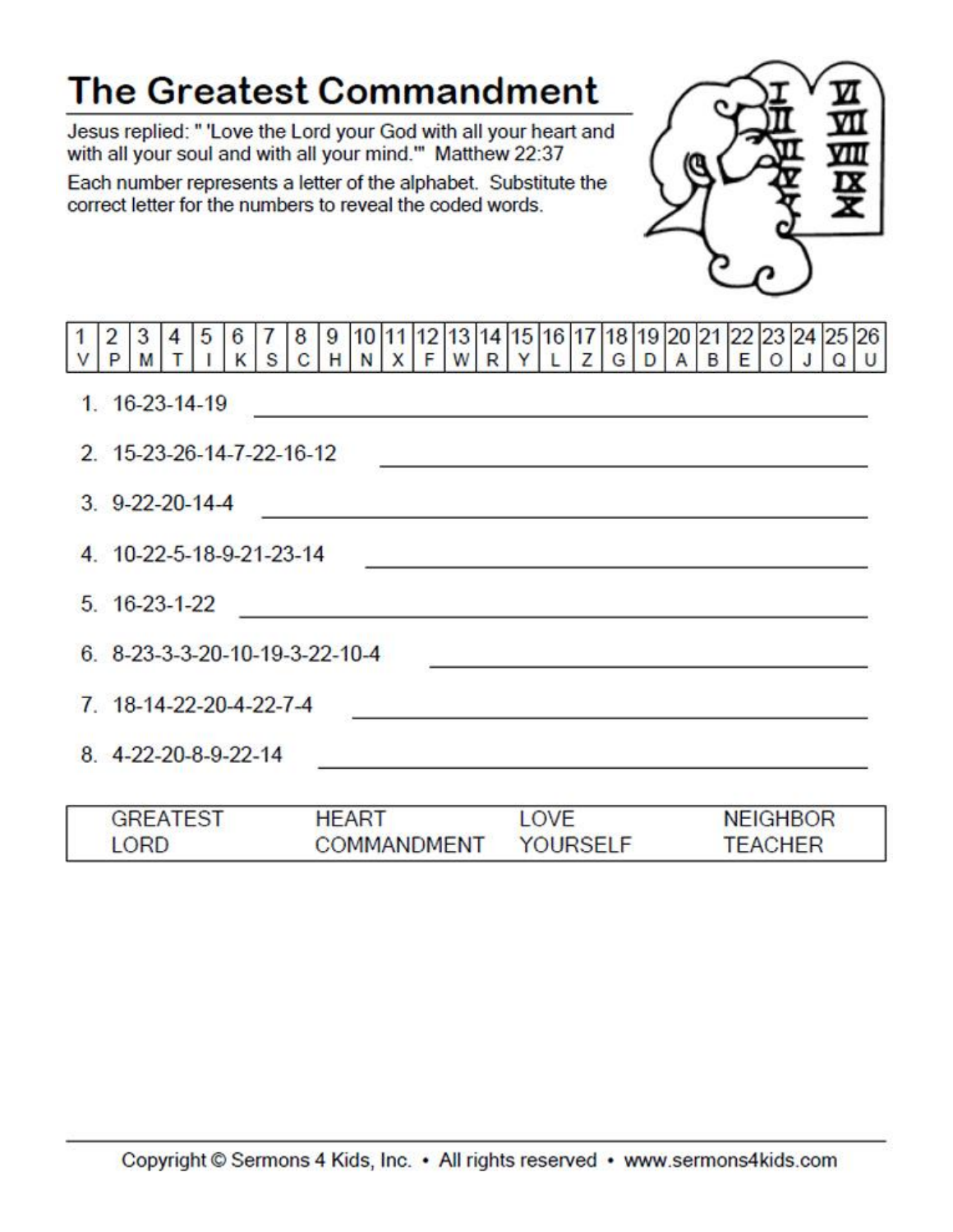# The Greatest Commandment

Jesus replied: " 'Love the Lord your God with all your heart and with all your soul and with all your mind.'" Matthew 22:37

Each number represents a letter of the alphabet. Substitute the correct letter for the numbers to reveal the coded words.

| 1 | 2 | 3 | 4 | 5 | 6 | 7 | 8 | 9 | 10 | 11 | 12 | 13 | 14 | 15 | 16 | 17 | 18 | 19 | 20 | 21 | 22 | 23 | 24 | 25 | 26 |
|---|---|---|---|---|---|---|---|---|---|---|---|---|---|---|---|---|---|---|---|---|---|---|---|---|---|
| V | P | M | T | I | K | S | C | H | N | X | F | W | R | Y | L | Z | G | D | A | B | E | O | J | Q | U |

1. 16-23-14-19 ______________________
2. 15-23-26-14-7-22-16-12 ______________________
3. 9-22-20-14-4 ______________________
4. 10-22-5-18-9-21-23-14 ______________________
5. 16-23-1-22 ______________________
6. 8-23-3-3-20-10-19-3-22-10-4 ______________________
7. 18-14-22-20-4-22-7-4 ______________________
8. 4-22-20-8-9-22-14 ______________________

| | | | |
|---|---|---|---|
| GREATEST | HEART | LOVE | NEIGHBOR |
| LORD | COMMANDMENT | YOURSELF | TEACHER |

Copyright © Sermons 4 Kids, Inc. • All rights reserved • www.sermons4kids.com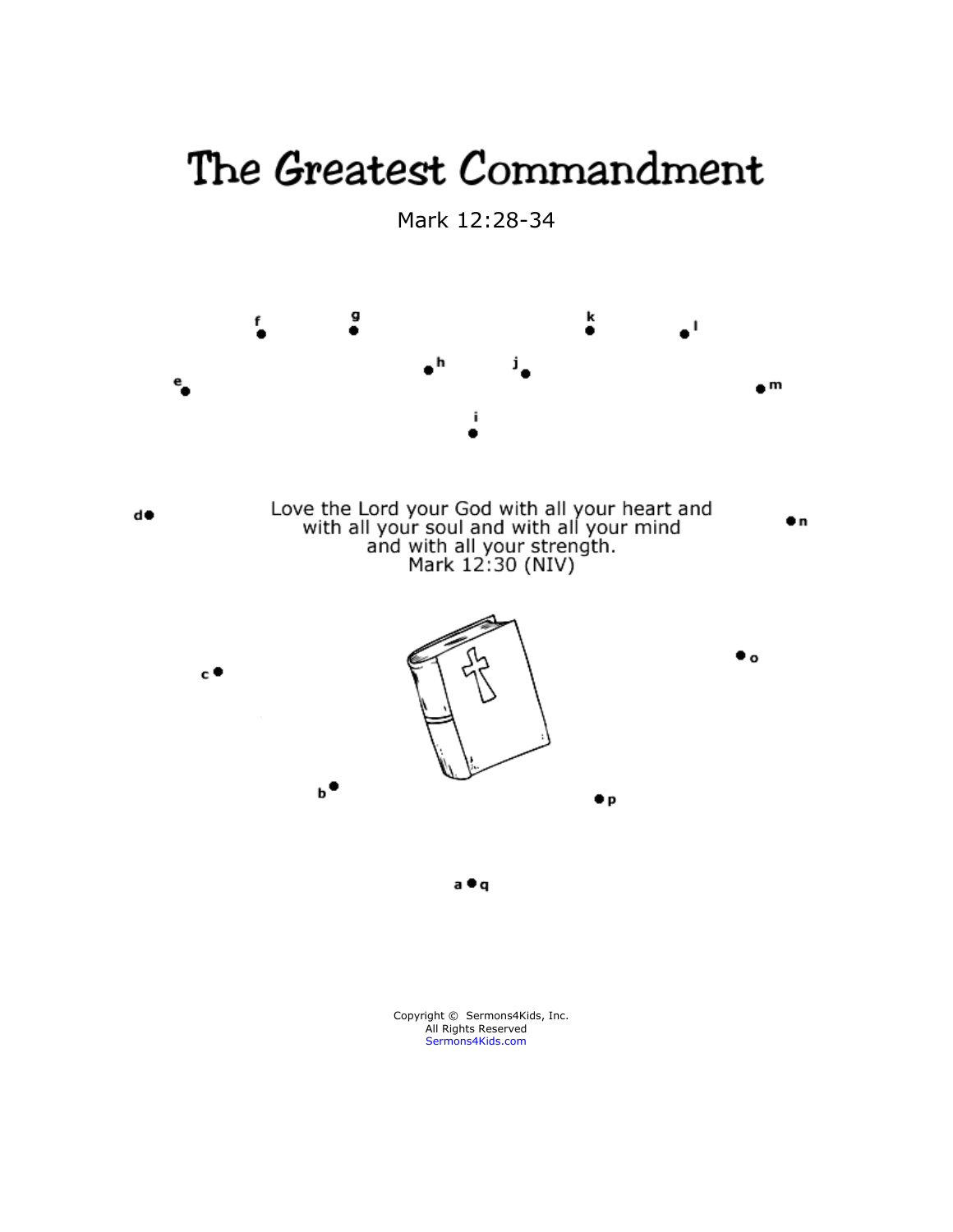# The Greatest Commandment

Mark 12:28-34

Love the Lord your God with all your heart and with all your soul and with all your mind and with all your strength.
Mark 12:30 (NIV)

Copyright © Sermons4Kids, Inc.
All Rights Reserved
Sermons4Kids.com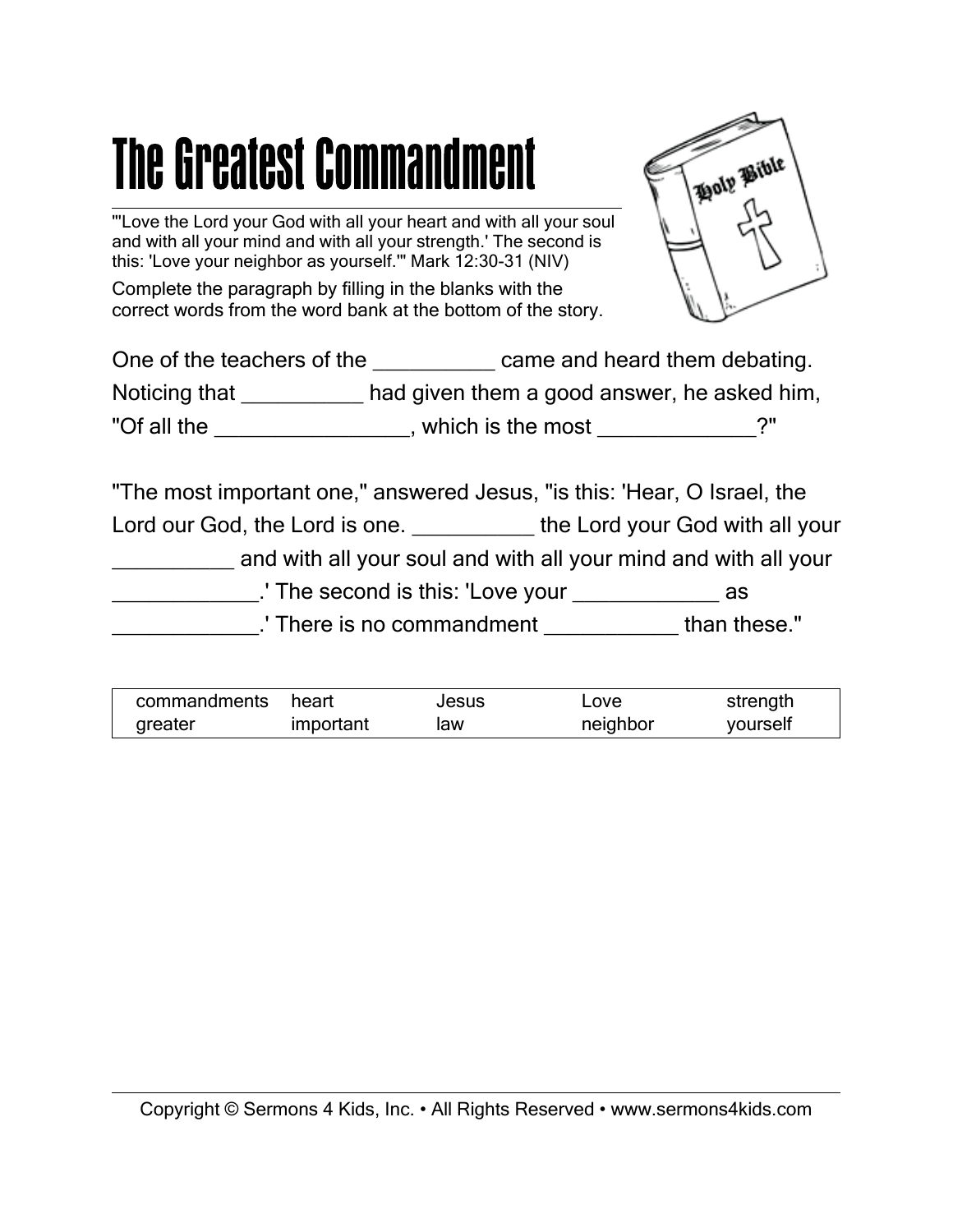# The Greatest Commandment

"'Love the Lord your God with all your heart and with all your soul and with all your mind and with all your strength.' The second is this: 'Love your neighbor as yourself.'" Mark 12:30-31 (NIV)

Complete the paragraph by filling in the blanks with the correct words from the word bank at the bottom of the story.

One of the teachers of the __________ came and heard them debating. Noticing that __________ had given them a good answer, he asked him, "Of all the ________________, which is the most _____________?"

"The most important one," answered Jesus, "is this: 'Hear, O Israel, the Lord our God, the Lord is one. __________ the Lord your God with all your __________ and with all your soul and with all your mind and with all your ____________.' The second is this: 'Love your ____________ as ____________.' There is no commandment ___________ than these."

| commandments | heart | Jesus | Love | strength |
|---|---|---|---|---|
| greater | important | law | neighbor | yourself |

Copyright © Sermons 4 Kids, Inc. • All Rights Reserved • www.sermons4kids.com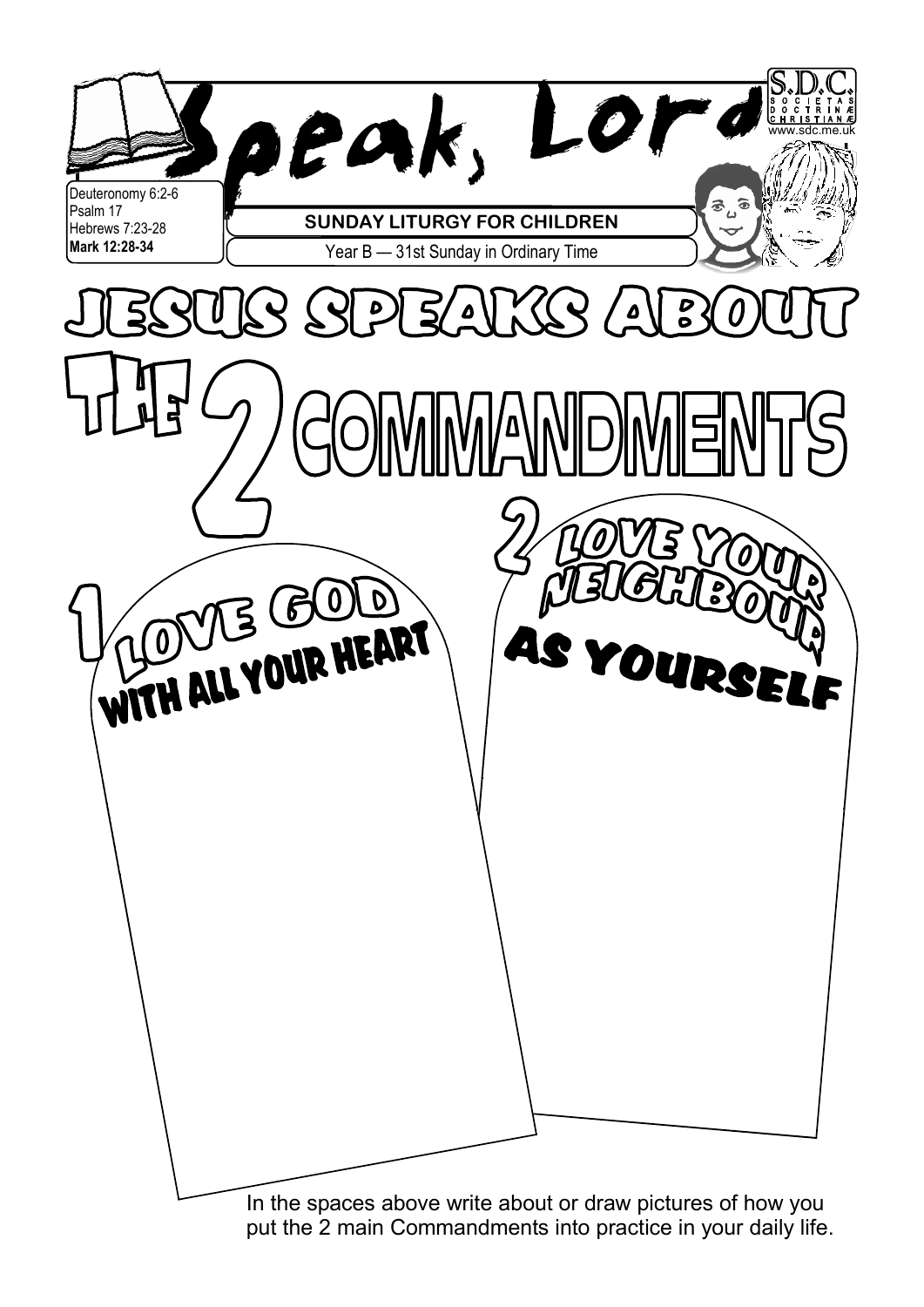# Speak, Lord

S.D.C. SOCIETAS DOCTRINÆ CHRISTIANÆ
www.sdc.me.uk

Deuteronomy 6:2-6
Psalm 17
Hebrews 7:23-28
**Mark 12:28-34**

**SUNDAY LITURGY FOR CHILDREN**

Year B — 31st Sunday in Ordinary Time

# JESUS SPEAKS ABOUT THE 2 COMMANDMENTS

1 LOVE GOD WITH ALL YOUR HEART

2 LOVE YOUR NEIGHBOUR AS YOURSELF

In the spaces above write about or draw pictures of how you put the 2 main Commandments into practice in your daily life.